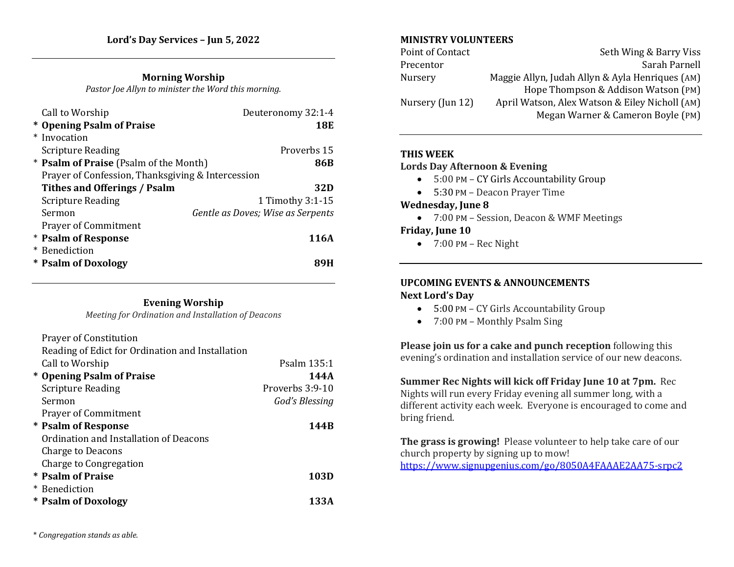## Lord's Day Services – Jun 5, 2022

### Morning Worship

*Pastor Joe Allyn to minister the Word this morning.*

| | |
|---|---|
| Call to Worship | Deuteronomy 32:1-4 |
| * **Opening Psalm of Praise** | **18E** |
| * Invocation | |
| Scripture Reading | Proverbs 15 |
| * **Psalm of Praise** (Psalm of the Month) | **86B** |
| Prayer of Confession, Thanksgiving & Intercession | |
| **Tithes and Offerings / Psalm** | **32D** |
| Scripture Reading | 1 Timothy 3:1-15 |
| Sermon | *Gentle as Doves; Wise as Serpents* |
| Prayer of Commitment | |
| * **Psalm of Response** | **116A** |
| * Benediction | |
| * **Psalm of Doxology** | **89H** |

### Evening Worship

*Meeting for Ordination and Installation of Deacons*

| | |
|---|---|
| Prayer of Constitution | |
| Reading of Edict for Ordination and Installation | |
| Call to Worship | Psalm 135:1 |
| * **Opening Psalm of Praise** | **144A** |
| Scripture Reading | Proverbs 3:9-10 |
| Sermon | *God's Blessing* |
| Prayer of Commitment | |
| * **Psalm of Response** | **144B** |
| Ordination and Installation of Deacons | |
| Charge to Deacons | |
| Charge to Congregation | |
| * **Psalm of Praise** | **103D** |
| * Benediction | |
| * **Psalm of Doxology** | **133A** |

*\* Congregation stands as able.*

### MINISTRY VOLUNTEERS

| | |
|---|---|
| Point of Contact | Seth Wing & Barry Viss |
| Precentor | Sarah Parnell |
| Nursery | Maggie Allyn, Judah Allyn & Ayla Henriques (AM) |
| | Hope Thompson & Addison Watson (PM) |
| Nursery (Jun 12) | April Watson, Alex Watson & Eiley Nicholl (AM) |
| | Megan Warner & Cameron Boyle (PM) |

### THIS WEEK

**Lords Day Afternoon & Evening**

- 5:00 PM – CY Girls Accountability Group
- 5:30 PM – Deacon Prayer Time

**Wednesday, June 8**

- 7:00 PM – Session, Deacon & WMF Meetings

**Friday, June 10**

- 7:00 PM – Rec Night

### UPCOMING EVENTS & ANNOUNCEMENTS

**Next Lord's Day**

- 5:00 PM – CY Girls Accountability Group
- 7:00 PM – Monthly Psalm Sing

**Please join us for a cake and punch reception** following this evening's ordination and installation service of our new deacons.

**Summer Rec Nights will kick off Friday June 10 at 7pm.** Rec Nights will run every Friday evening all summer long, with a different activity each week. Everyone is encouraged to come and bring friend.

**The grass is growing!** Please volunteer to help take care of our church property by signing up to mow!
https://www.signupgenius.com/go/8050A4FAAAE2AA75-srpc2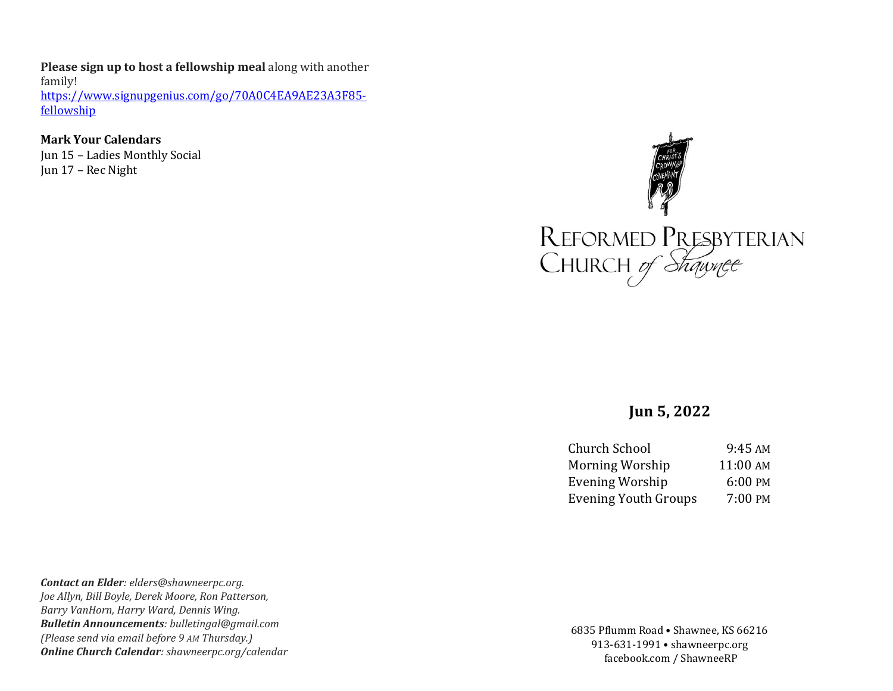**Please sign up to host a fellowship meal** along with another family!
[https://www.signupgenius.com/go/70A0C4EA9AE23A3F85-fellowship](https://www.signupgenius.com/go/70A0C4EA9AE23A3F85-fellowship)

**Mark Your Calendars**
Jun 15 – Ladies Monthly Social
Jun 17 – Rec Night

***Contact an Elder****: elders@shawneerpc.org.*
*Joe Allyn, Bill Boyle, Derek Moore, Ron Patterson, Barry VanHorn, Harry Ward, Dennis Wing.*
***Bulletin Announcements****: bulletingal@gmail.com*
*(Please send via email before 9 AM Thursday.)*
***Online Church Calendar****: shawneerpc.org/calendar*

FOR CHRIST'S CROWN AND COVENANT

REFORMED PRESBYTERIAN CHURCH *of Shawnee*

## Jun 5, 2022

| | |
|---|---|
| Church School | 9:45 AM |
| Morning Worship | 11:00 AM |
| Evening Worship | 6:00 PM |
| Evening Youth Groups | 7:00 PM |

6835 Pflumm Road • Shawnee, KS 66216
913-631-1991 • shawneerpc.org
facebook.com / ShawneeRP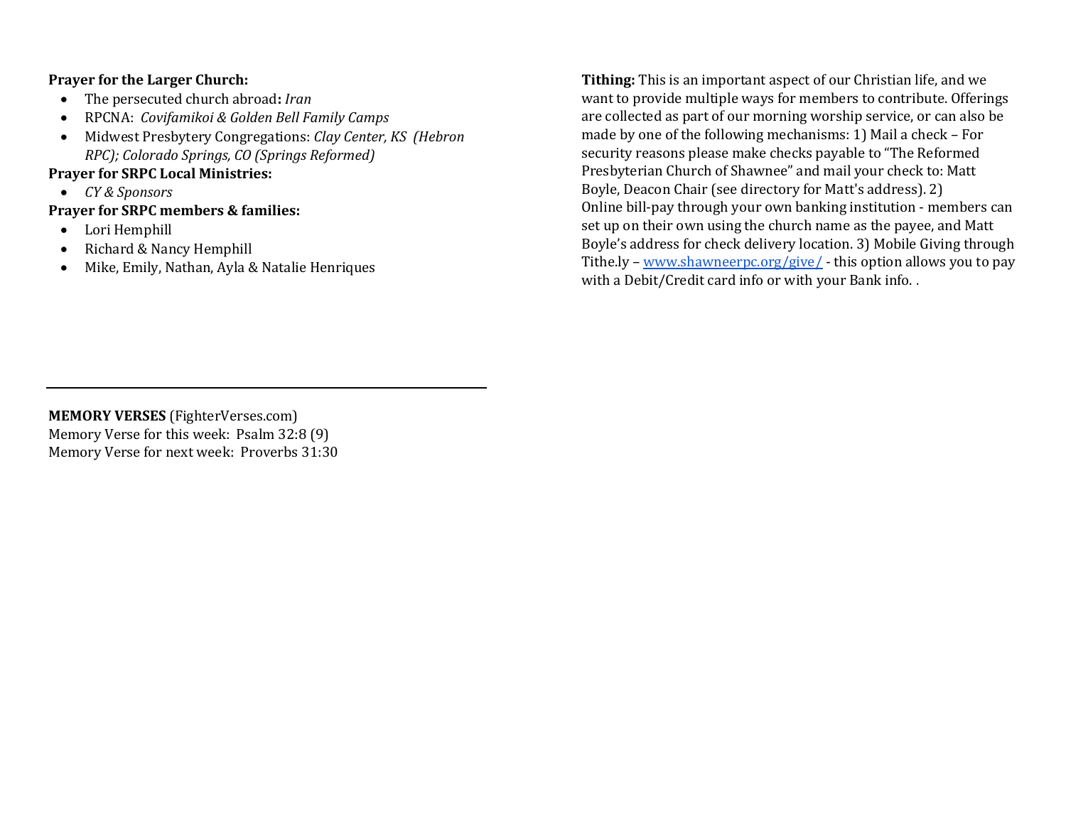**Prayer for the Larger Church:**

- The persecuted church abroad**:** *Iran*
- RPCNA: *Covifamikoi & Golden Bell Family Camps*
- Midwest Presbytery Congregations: *Clay Center, KS (Hebron RPC); Colorado Springs, CO (Springs Reformed)*

**Prayer for SRPC Local Ministries:**

- *CY & Sponsors*

**Prayer for SRPC members & families:**

- Lori Hemphill
- Richard & Nancy Hemphill
- Mike, Emily, Nathan, Ayla & Natalie Henriques

---

**MEMORY VERSES** (FighterVerses.com)
Memory Verse for this week: Psalm 32:8 (9)
Memory Verse for next week: Proverbs 31:30

**Tithing:** This is an important aspect of our Christian life, and we want to provide multiple ways for members to contribute. Offerings are collected as part of our morning worship service, or can also be made by one of the following mechanisms: 1) Mail a check – For security reasons please make checks payable to "The Reformed Presbyterian Church of Shawnee" and mail your check to: Matt Boyle, Deacon Chair (see directory for Matt's address). 2) Online bill-pay through your own banking institution - members can set up on their own using the church name as the payee, and Matt Boyle's address for check delivery location. 3) Mobile Giving through Tithe.ly – [www.shawneerpc.org/give/](http://www.shawneerpc.org/give/) - this option allows you to pay with a Debit/Credit card info or with your Bank info. .